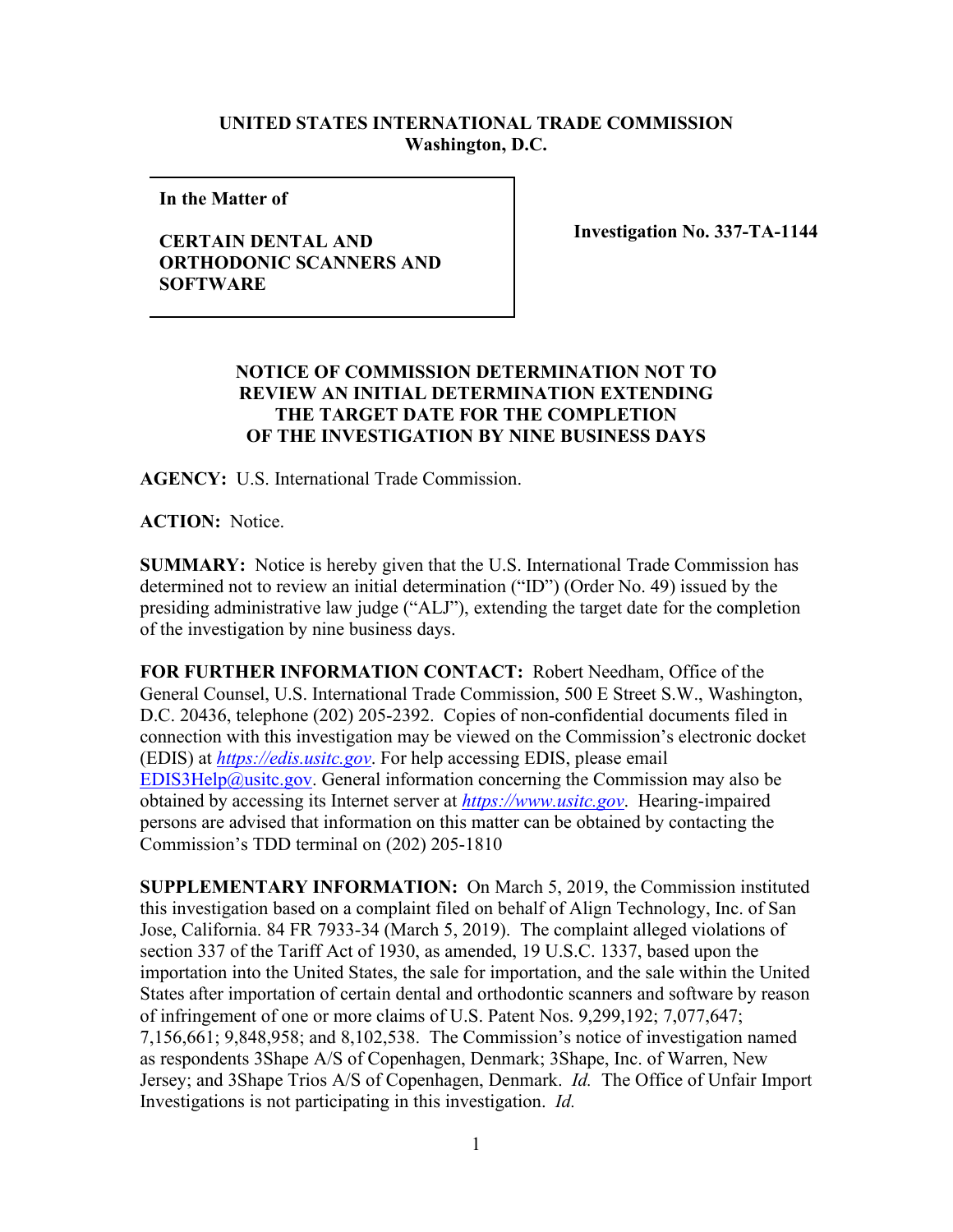**UNITED STATES INTERNATIONAL TRADE COMMISSION**
**Washington, D.C.**

| | |
|---|---|
| **In the Matter of**<br><br>**CERTAIN DENTAL AND ORTHODONTIC SCANNERS AND SOFTWARE** | **Investigation No. 337-TA-1144** |

**NOTICE OF COMMISSION DETERMINATION NOT TO REVIEW AN INITIAL DETERMINATION EXTENDING THE TARGET DATE FOR THE COMPLETION OF THE INVESTIGATION BY NINE BUSINESS DAYS**

**AGENCY:** U.S. International Trade Commission.

**ACTION:** Notice.

**SUMMARY:** Notice is hereby given that the U.S. International Trade Commission has determined not to review an initial determination ("ID") (Order No. 49) issued by the presiding administrative law judge ("ALJ"), extending the target date for the completion of the investigation by nine business days.

**FOR FURTHER INFORMATION CONTACT:** Robert Needham, Office of the General Counsel, U.S. International Trade Commission, 500 E Street S.W., Washington, D.C. 20436, telephone (202) 205-2392. Copies of non-confidential documents filed in connection with this investigation may be viewed on the Commission's electronic docket (EDIS) at *https://edis.usitc.gov*. For help accessing EDIS, please email EDIS3Help@usitc.gov. General information concerning the Commission may also be obtained by accessing its Internet server at *https://www.usitc.gov*. Hearing-impaired persons are advised that information on this matter can be obtained by contacting the Commission's TDD terminal on (202) 205-1810

**SUPPLEMENTARY INFORMATION:** On March 5, 2019, the Commission instituted this investigation based on a complaint filed on behalf of Align Technology, Inc. of San Jose, California. 84 FR 7933-34 (March 5, 2019). The complaint alleged violations of section 337 of the Tariff Act of 1930, as amended, 19 U.S.C. 1337, based upon the importation into the United States, the sale for importation, and the sale within the United States after importation of certain dental and orthodontic scanners and software by reason of infringement of one or more claims of U.S. Patent Nos. 9,299,192; 7,077,647; 7,156,661; 9,848,958; and 8,102,538. The Commission's notice of investigation named as respondents 3Shape A/S of Copenhagen, Denmark; 3Shape, Inc. of Warren, New Jersey; and 3Shape Trios A/S of Copenhagen, Denmark. *Id.* The Office of Unfair Import Investigations is not participating in this investigation. *Id.*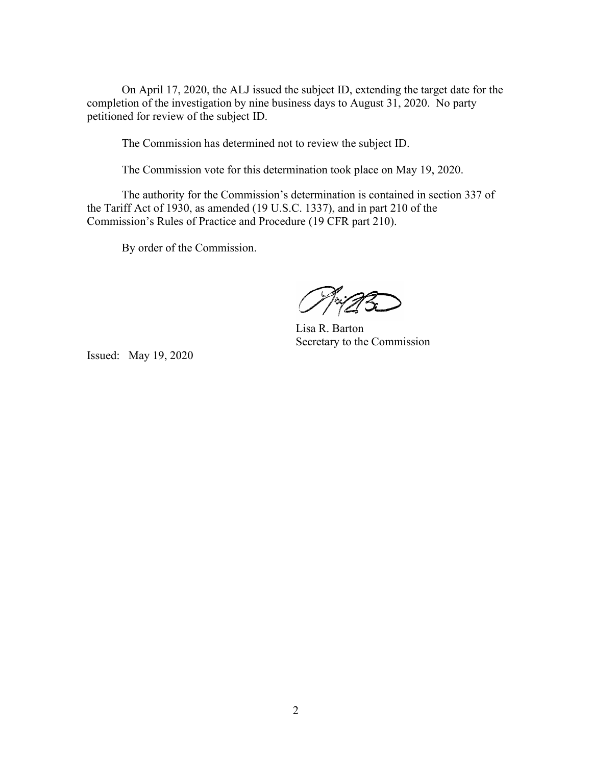On April 17, 2020, the ALJ issued the subject ID, extending the target date for the completion of the investigation by nine business days to August 31, 2020. No party petitioned for review of the subject ID.

The Commission has determined not to review the subject ID.

The Commission vote for this determination took place on May 19, 2020.

The authority for the Commission's determination is contained in section 337 of the Tariff Act of 1930, as amended (19 U.S.C. 1337), and in part 210 of the Commission's Rules of Practice and Procedure (19 CFR part 210).

By order of the Commission.

Lisa R. Barton
Secretary to the Commission

Issued: May 19, 2020